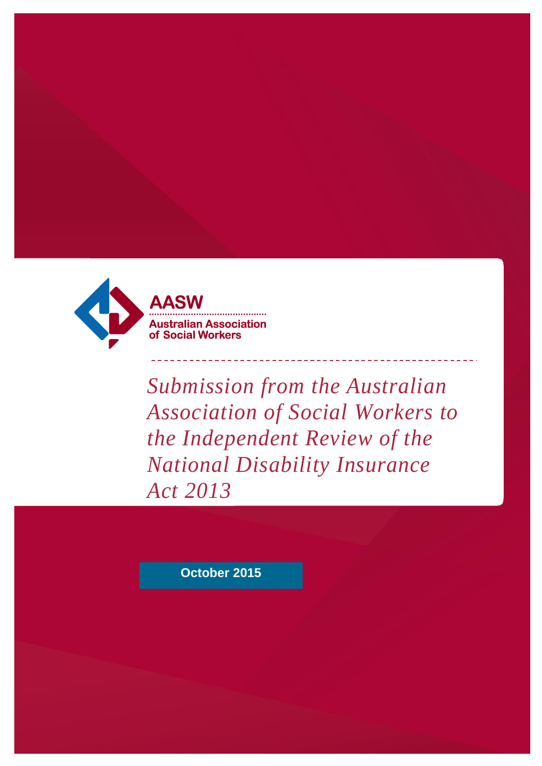AASW

Australian Association of Social Workers

# *Submission from the Australian Association of Social Workers to the Independent Review of the National Disability Insurance Act 2013*

**October 2015**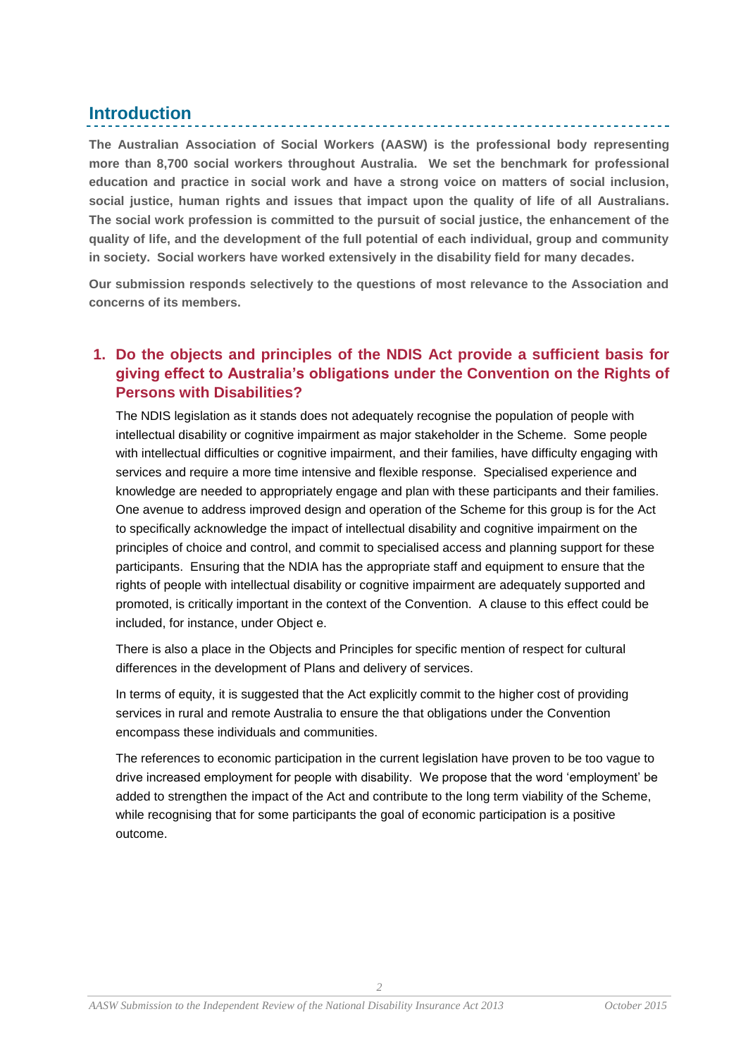## Introduction

**The Australian Association of Social Workers (AASW) is the professional body representing more than 8,700 social workers throughout Australia. We set the benchmark for professional education and practice in social work and have a strong voice on matters of social inclusion, social justice, human rights and issues that impact upon the quality of life of all Australians. The social work profession is committed to the pursuit of social justice, the enhancement of the quality of life, and the development of the full potential of each individual, group and community in society. Social workers have worked extensively in the disability field for many decades.**

**Our submission responds selectively to the questions of most relevance to the Association and concerns of its members.**

### 1. Do the objects and principles of the NDIS Act provide a sufficient basis for giving effect to Australia's obligations under the Convention on the Rights of Persons with Disabilities?

The NDIS legislation as it stands does not adequately recognise the population of people with intellectual disability or cognitive impairment as major stakeholder in the Scheme. Some people with intellectual difficulties or cognitive impairment, and their families, have difficulty engaging with services and require a more time intensive and flexible response. Specialised experience and knowledge are needed to appropriately engage and plan with these participants and their families. One avenue to address improved design and operation of the Scheme for this group is for the Act to specifically acknowledge the impact of intellectual disability and cognitive impairment on the principles of choice and control, and commit to specialised access and planning support for these participants. Ensuring that the NDIA has the appropriate staff and equipment to ensure that the rights of people with intellectual disability or cognitive impairment are adequately supported and promoted, is critically important in the context of the Convention. A clause to this effect could be included, for instance, under Object e.

There is also a place in the Objects and Principles for specific mention of respect for cultural differences in the development of Plans and delivery of services.

In terms of equity, it is suggested that the Act explicitly commit to the higher cost of providing services in rural and remote Australia to ensure the that obligations under the Convention encompass these individuals and communities.

The references to economic participation in the current legislation have proven to be too vague to drive increased employment for people with disability. We propose that the word 'employment' be added to strengthen the impact of the Act and contribute to the long term viability of the Scheme, while recognising that for some participants the goal of economic participation is a positive outcome.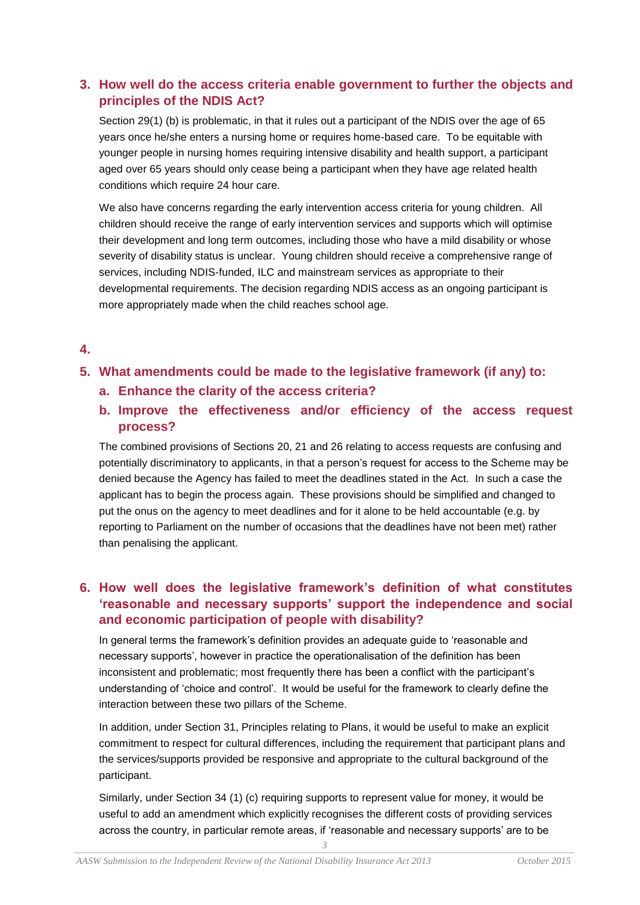3. **How well do the access criteria enable government to further the objects and principles of the NDIS Act?**

   Section 29(1) (b) is problematic, in that it rules out a participant of the NDIS over the age of 65 years once he/she enters a nursing home or requires home-based care. To be equitable with younger people in nursing homes requiring intensive disability and health support, a participant aged over 65 years should only cease being a participant when they have age related health conditions which require 24 hour care.

   We also have concerns regarding the early intervention access criteria for young children. All children should receive the range of early intervention services and supports which will optimise their development and long term outcomes, including those who have a mild disability or whose severity of disability status is unclear. Young children should receive a comprehensive range of services, including NDIS-funded, ILC and mainstream services as appropriate to their developmental requirements. The decision regarding NDIS access as an ongoing participant is more appropriately made when the child reaches school age.

4. 

5. **What amendments could be made to the legislative framework (if any) to:**
   a. **Enhance the clarity of the access criteria?**
   b. **Improve the effectiveness and/or efficiency of the access request process?**

   The combined provisions of Sections 20, 21 and 26 relating to access requests are confusing and potentially discriminatory to applicants, in that a person's request for access to the Scheme may be denied because the Agency has failed to meet the deadlines stated in the Act. In such a case the applicant has to begin the process again. These provisions should be simplified and changed to put the onus on the agency to meet deadlines and for it alone to be held accountable (e.g. by reporting to Parliament on the number of occasions that the deadlines have not been met) rather than penalising the applicant.

6. **How well does the legislative framework's definition of what constitutes 'reasonable and necessary supports' support the independence and social and economic participation of people with disability?**

   In general terms the framework's definition provides an adequate guide to 'reasonable and necessary supports', however in practice the operationalisation of the definition has been inconsistent and problematic; most frequently there has been a conflict with the participant's understanding of 'choice and control'. It would be useful for the framework to clearly define the interaction between these two pillars of the Scheme.

   In addition, under Section 31, Principles relating to Plans, it would be useful to make an explicit commitment to respect for cultural differences, including the requirement that participant plans and the services/supports provided be responsive and appropriate to the cultural background of the participant.

   Similarly, under Section 34 (1) (c) requiring supports to represent value for money, it would be useful to add an amendment which explicitly recognises the different costs of providing services across the country, in particular remote areas, if 'reasonable and necessary supports' are to be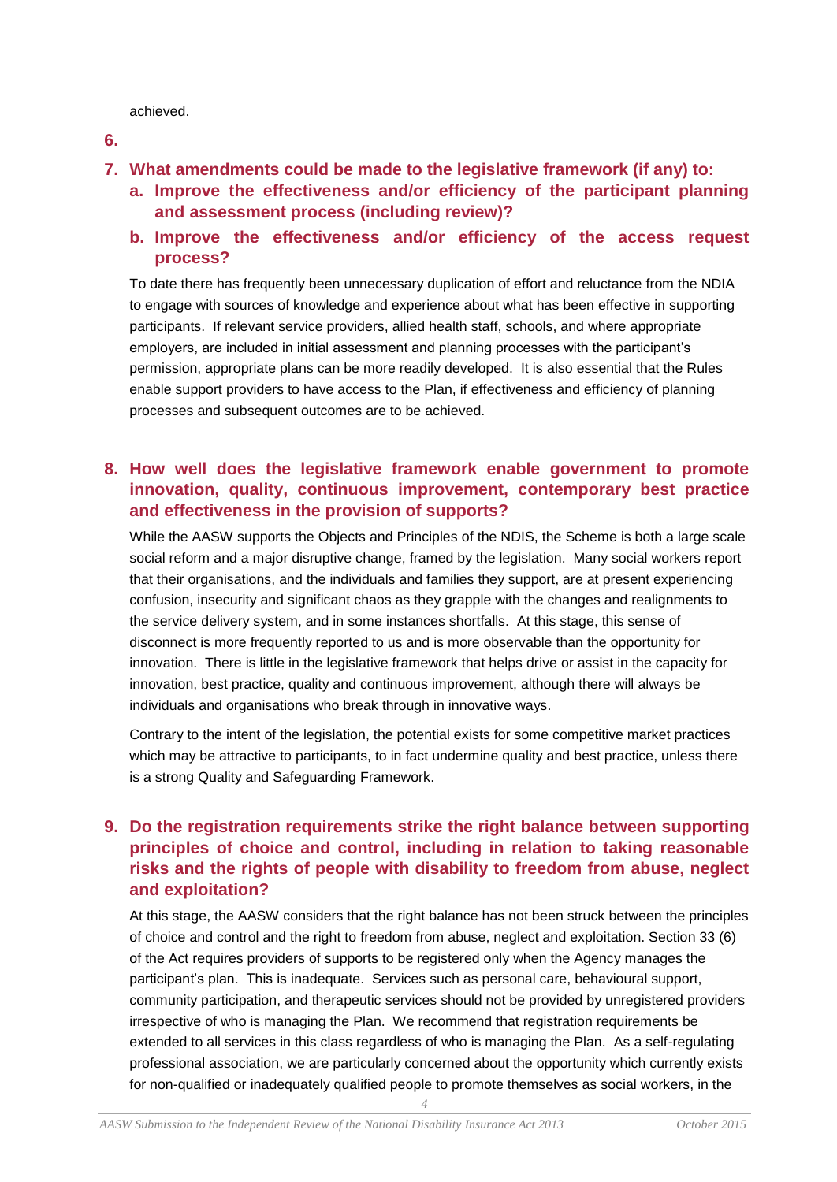achieved.

6.

7. **What amendments could be made to the legislative framework (if any) to:**
   a. **Improve the effectiveness and/or efficiency of the participant planning and assessment process (including review)?**
   b. **Improve the effectiveness and/or efficiency of the access request process?**

To date there has frequently been unnecessary duplication of effort and reluctance from the NDIA to engage with sources of knowledge and experience about what has been effective in supporting participants. If relevant service providers, allied health staff, schools, and where appropriate employers, are included in initial assessment and planning processes with the participant's permission, appropriate plans can be more readily developed. It is also essential that the Rules enable support providers to have access to the Plan, if effectiveness and efficiency of planning processes and subsequent outcomes are to be achieved.

8. **How well does the legislative framework enable government to promote innovation, quality, continuous improvement, contemporary best practice and effectiveness in the provision of supports?**

While the AASW supports the Objects and Principles of the NDIS, the Scheme is both a large scale social reform and a major disruptive change, framed by the legislation. Many social workers report that their organisations, and the individuals and families they support, are at present experiencing confusion, insecurity and significant chaos as they grapple with the changes and realignments to the service delivery system, and in some instances shortfalls. At this stage, this sense of disconnect is more frequently reported to us and is more observable than the opportunity for innovation. There is little in the legislative framework that helps drive or assist in the capacity for innovation, best practice, quality and continuous improvement, although there will always be individuals and organisations who break through in innovative ways.

Contrary to the intent of the legislation, the potential exists for some competitive market practices which may be attractive to participants, to in fact undermine quality and best practice, unless there is a strong Quality and Safeguarding Framework.

9. **Do the registration requirements strike the right balance between supporting principles of choice and control, including in relation to taking reasonable risks and the rights of people with disability to freedom from abuse, neglect and exploitation?**

At this stage, the AASW considers that the right balance has not been struck between the principles of choice and control and the right to freedom from abuse, neglect and exploitation. Section 33 (6) of the Act requires providers of supports to be registered only when the Agency manages the participant's plan. This is inadequate. Services such as personal care, behavioural support, community participation, and therapeutic services should not be provided by unregistered providers irrespective of who is managing the Plan. We recommend that registration requirements be extended to all services in this class regardless of who is managing the Plan. As a self-regulating professional association, we are particularly concerned about the opportunity which currently exists for non-qualified or inadequately qualified people to promote themselves as social workers, in the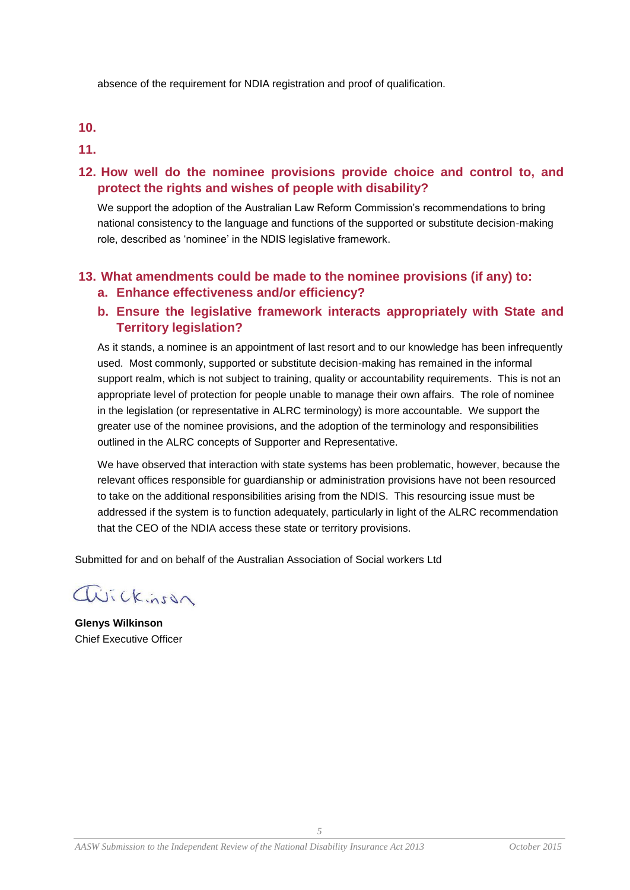absence of the requirement for NDIA registration and proof of qualification.

**10.**

**11.**

## 12. How well do the nominee provisions provide choice and control to, and protect the rights and wishes of people with disability?

We support the adoption of the Australian Law Reform Commission's recommendations to bring national consistency to the language and functions of the supported or substitute decision-making role, described as 'nominee' in the NDIS legislative framework.

## 13. What amendments could be made to the nominee provisions (if any) to:

### a. Enhance effectiveness and/or efficiency?

### b. Ensure the legislative framework interacts appropriately with State and Territory legislation?

As it stands, a nominee is an appointment of last resort and to our knowledge has been infrequently used. Most commonly, supported or substitute decision-making has remained in the informal support realm, which is not subject to training, quality or accountability requirements. This is not an appropriate level of protection for people unable to manage their own affairs. The role of nominee in the legislation (or representative in ALRC terminology) is more accountable. We support the greater use of the nominee provisions, and the adoption of the terminology and responsibilities outlined in the ALRC concepts of Supporter and Representative.

We have observed that interaction with state systems has been problematic, however, because the relevant offices responsible for guardianship or administration provisions have not been resourced to take on the additional responsibilities arising from the NDIS. This resourcing issue must be addressed if the system is to function adequately, particularly in light of the ALRC recommendation that the CEO of the NDIA access these state or territory provisions.

Submitted for and on behalf of the Australian Association of Social workers Ltd

Gwickinson

**Glenys Wilkinson**
Chief Executive Officer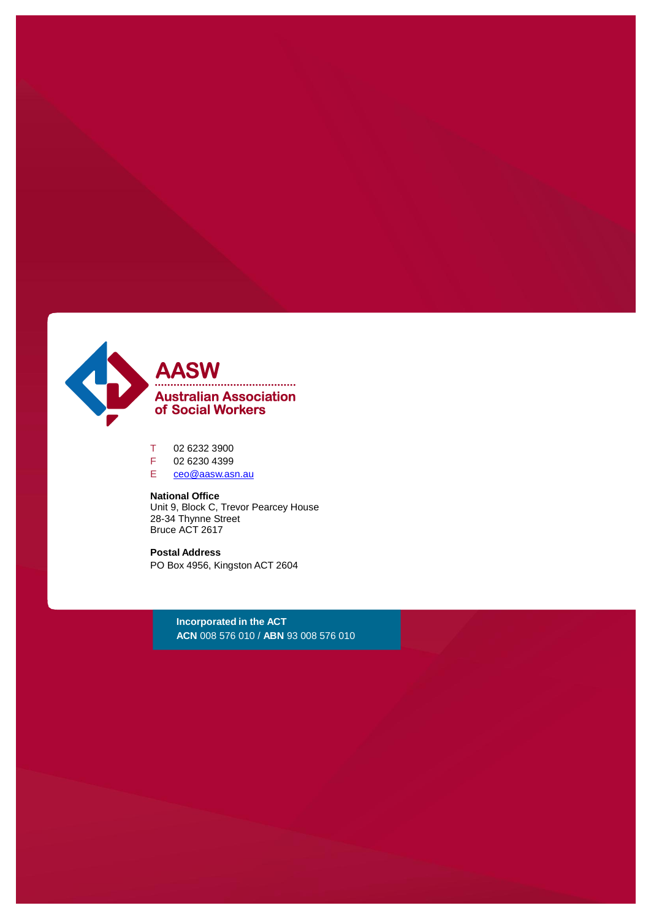**AASW**

**Australian Association of Social Workers**

T 02 6232 3900
F 02 6230 4399
E ceo@aasw.asn.au

**National Office**
Unit 9, Block C, Trevor Pearcey House
28-34 Thynne Street
Bruce ACT 2617

**Postal Address**
PO Box 4956, Kingston ACT 2604

**Incorporated in the ACT**
**ACN** 008 576 010 / **ABN** 93 008 576 010